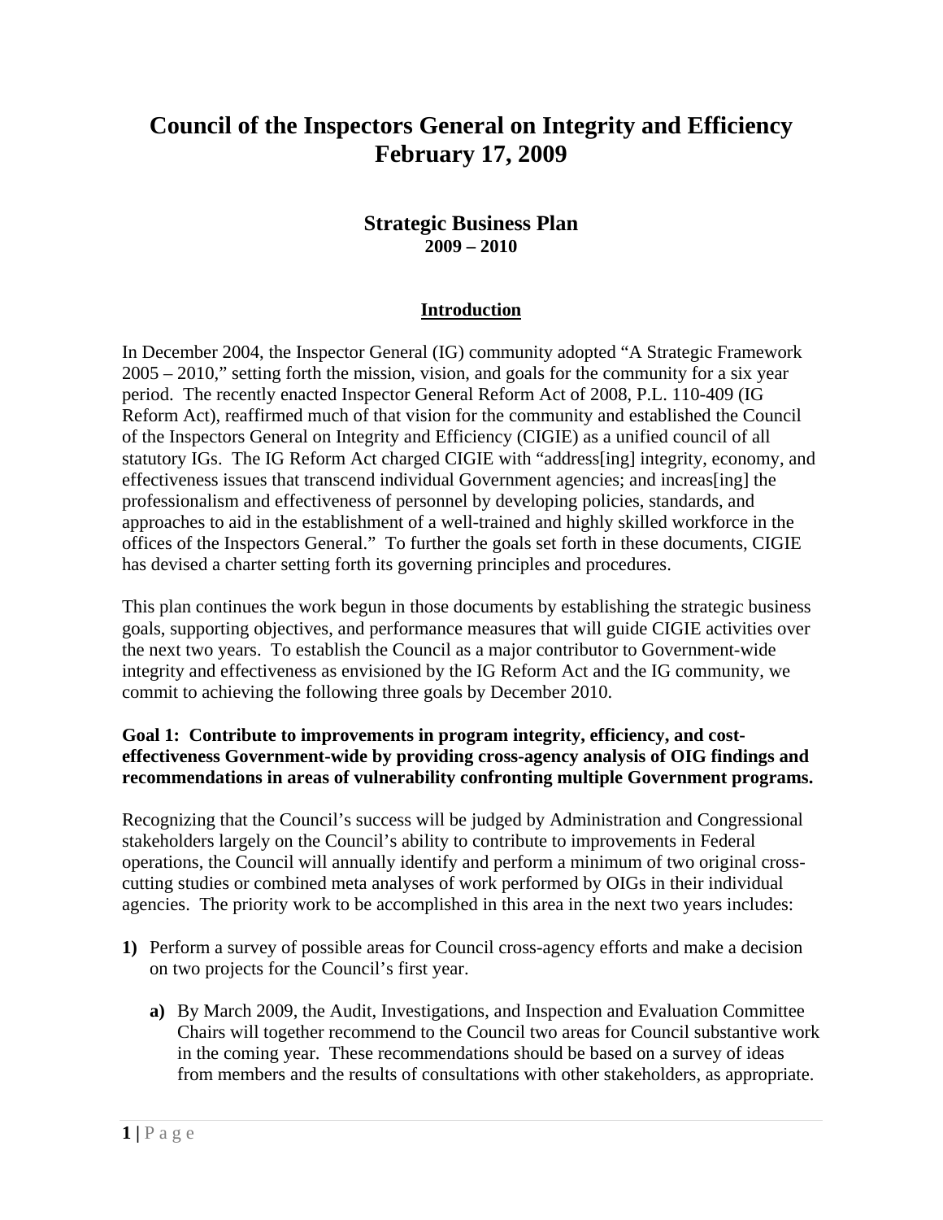# Council of the Inspectors General on Integrity and Efficiency
# February 17, 2009

## Strategic Business Plan
### 2009 – 2010

### Introduction

In December 2004, the Inspector General (IG) community adopted "A Strategic Framework 2005 – 2010," setting forth the mission, vision, and goals for the community for a six year period. The recently enacted Inspector General Reform Act of 2008, P.L. 110-409 (IG Reform Act), reaffirmed much of that vision for the community and established the Council of the Inspectors General on Integrity and Efficiency (CIGIE) as a unified council of all statutory IGs. The IG Reform Act charged CIGIE with "address[ing] integrity, economy, and effectiveness issues that transcend individual Government agencies; and increas[ing] the professionalism and effectiveness of personnel by developing policies, standards, and approaches to aid in the establishment of a well-trained and highly skilled workforce in the offices of the Inspectors General." To further the goals set forth in these documents, CIGIE has devised a charter setting forth its governing principles and procedures.

This plan continues the work begun in those documents by establishing the strategic business goals, supporting objectives, and performance measures that will guide CIGIE activities over the next two years. To establish the Council as a major contributor to Government-wide integrity and effectiveness as envisioned by the IG Reform Act and the IG community, we commit to achieving the following three goals by December 2010.

**Goal 1: Contribute to improvements in program integrity, efficiency, and cost-effectiveness Government-wide by providing cross-agency analysis of OIG findings and recommendations in areas of vulnerability confronting multiple Government programs.**

Recognizing that the Council's success will be judged by Administration and Congressional stakeholders largely on the Council's ability to contribute to improvements in Federal operations, the Council will annually identify and perform a minimum of two original cross-cutting studies or combined meta analyses of work performed by OIGs in their individual agencies. The priority work to be accomplished in this area in the next two years includes:

**1)** Perform a survey of possible areas for Council cross-agency efforts and make a decision on two projects for the Council's first year.

   **a)** By March 2009, the Audit, Investigations, and Inspection and Evaluation Committee Chairs will together recommend to the Council two areas for Council substantive work in the coming year. These recommendations should be based on a survey of ideas from members and the results of consultations with other stakeholders, as appropriate.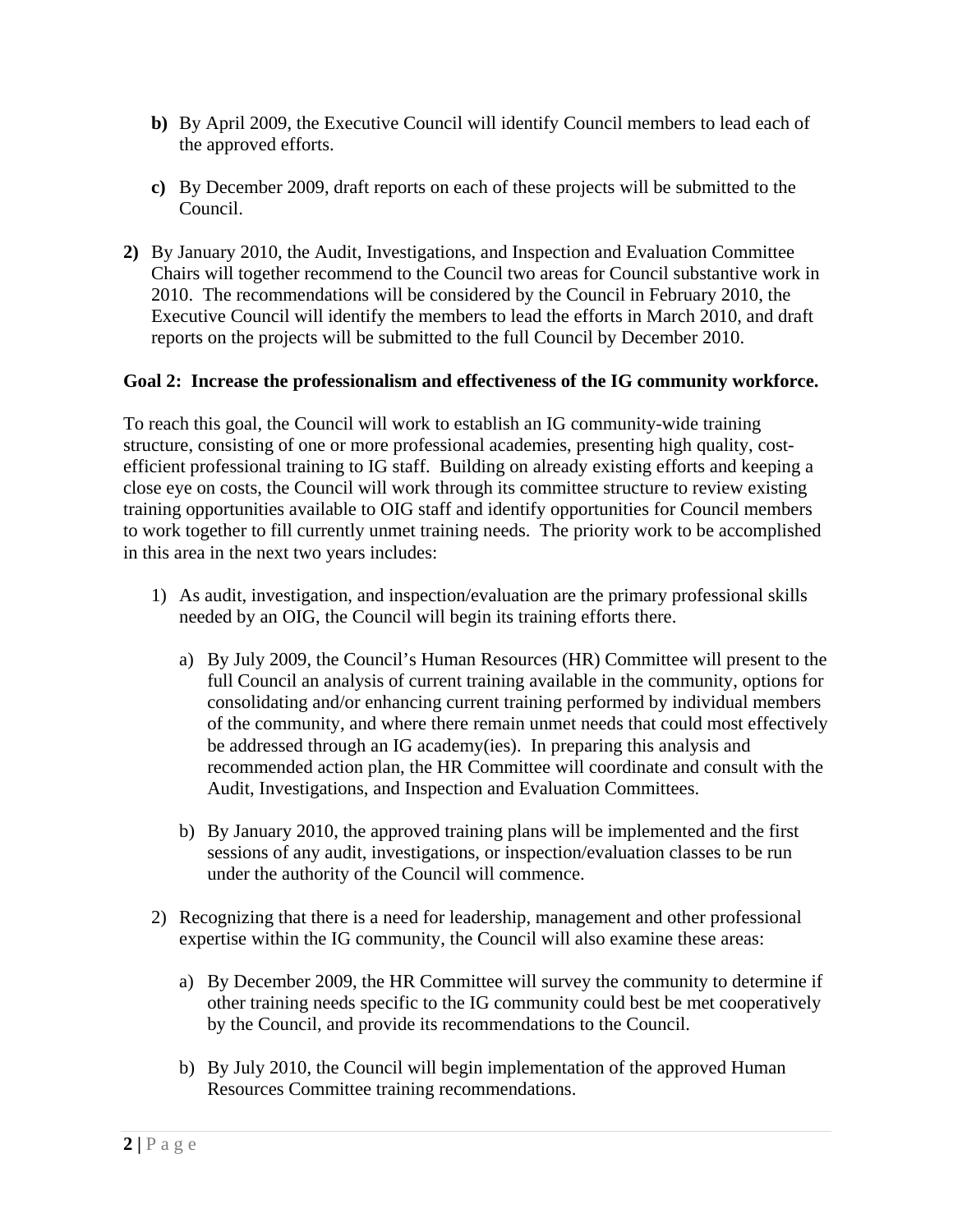**b)** By April 2009, the Executive Council will identify Council members to lead each of the approved efforts.

**c)** By December 2009, draft reports on each of these projects will be submitted to the Council.

**2)** By January 2010, the Audit, Investigations, and Inspection and Evaluation Committee Chairs will together recommend to the Council two areas for Council substantive work in 2010. The recommendations will be considered by the Council in February 2010, the Executive Council will identify the members to lead the efforts in March 2010, and draft reports on the projects will be submitted to the full Council by December 2010.

**Goal 2: Increase the professionalism and effectiveness of the IG community workforce.**

To reach this goal, the Council will work to establish an IG community-wide training structure, consisting of one or more professional academies, presenting high quality, cost-efficient professional training to IG staff. Building on already existing efforts and keeping a close eye on costs, the Council will work through its committee structure to review existing training opportunities available to OIG staff and identify opportunities for Council members to work together to fill currently unmet training needs. The priority work to be accomplished in this area in the next two years includes:

1) As audit, investigation, and inspection/evaluation are the primary professional skills needed by an OIG, the Council will begin its training efforts there.

   a) By July 2009, the Council's Human Resources (HR) Committee will present to the full Council an analysis of current training available in the community, options for consolidating and/or enhancing current training performed by individual members of the community, and where there remain unmet needs that could most effectively be addressed through an IG academy(ies). In preparing this analysis and recommended action plan, the HR Committee will coordinate and consult with the Audit, Investigations, and Inspection and Evaluation Committees.

   b) By January 2010, the approved training plans will be implemented and the first sessions of any audit, investigations, or inspection/evaluation classes to be run under the authority of the Council will commence.

2) Recognizing that there is a need for leadership, management and other professional expertise within the IG community, the Council will also examine these areas:

   a) By December 2009, the HR Committee will survey the community to determine if other training needs specific to the IG community could best be met cooperatively by the Council, and provide its recommendations to the Council.

   b) By July 2010, the Council will begin implementation of the approved Human Resources Committee training recommendations.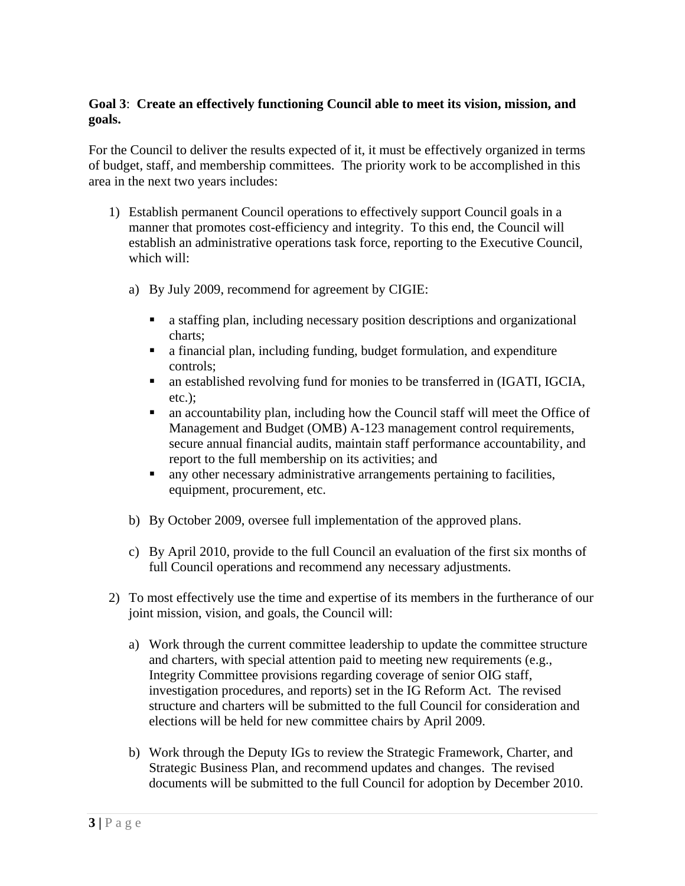**Goal 3**: **Create an effectively functioning Council able to meet its vision, mission, and goals.**

For the Council to deliver the results expected of it, it must be effectively organized in terms of budget, staff, and membership committees. The priority work to be accomplished in this area in the next two years includes:

1) Establish permanent Council operations to effectively support Council goals in a manner that promotes cost-efficiency and integrity. To this end, the Council will establish an administrative operations task force, reporting to the Executive Council, which will:

   a) By July 2009, recommend for agreement by CIGIE:

      - a staffing plan, including necessary position descriptions and organizational charts;
      - a financial plan, including funding, budget formulation, and expenditure controls;
      - an established revolving fund for monies to be transferred in (IGATI, IGCIA, etc.);
      - an accountability plan, including how the Council staff will meet the Office of Management and Budget (OMB) A-123 management control requirements, secure annual financial audits, maintain staff performance accountability, and report to the full membership on its activities; and
      - any other necessary administrative arrangements pertaining to facilities, equipment, procurement, etc.

   b) By October 2009, oversee full implementation of the approved plans.

   c) By April 2010, provide to the full Council an evaluation of the first six months of full Council operations and recommend any necessary adjustments.

2) To most effectively use the time and expertise of its members in the furtherance of our joint mission, vision, and goals, the Council will:

   a) Work through the current committee leadership to update the committee structure and charters, with special attention paid to meeting new requirements (e.g., Integrity Committee provisions regarding coverage of senior OIG staff, investigation procedures, and reports) set in the IG Reform Act. The revised structure and charters will be submitted to the full Council for consideration and elections will be held for new committee chairs by April 2009.

   b) Work through the Deputy IGs to review the Strategic Framework, Charter, and Strategic Business Plan, and recommend updates and changes. The revised documents will be submitted to the full Council for adoption by December 2010.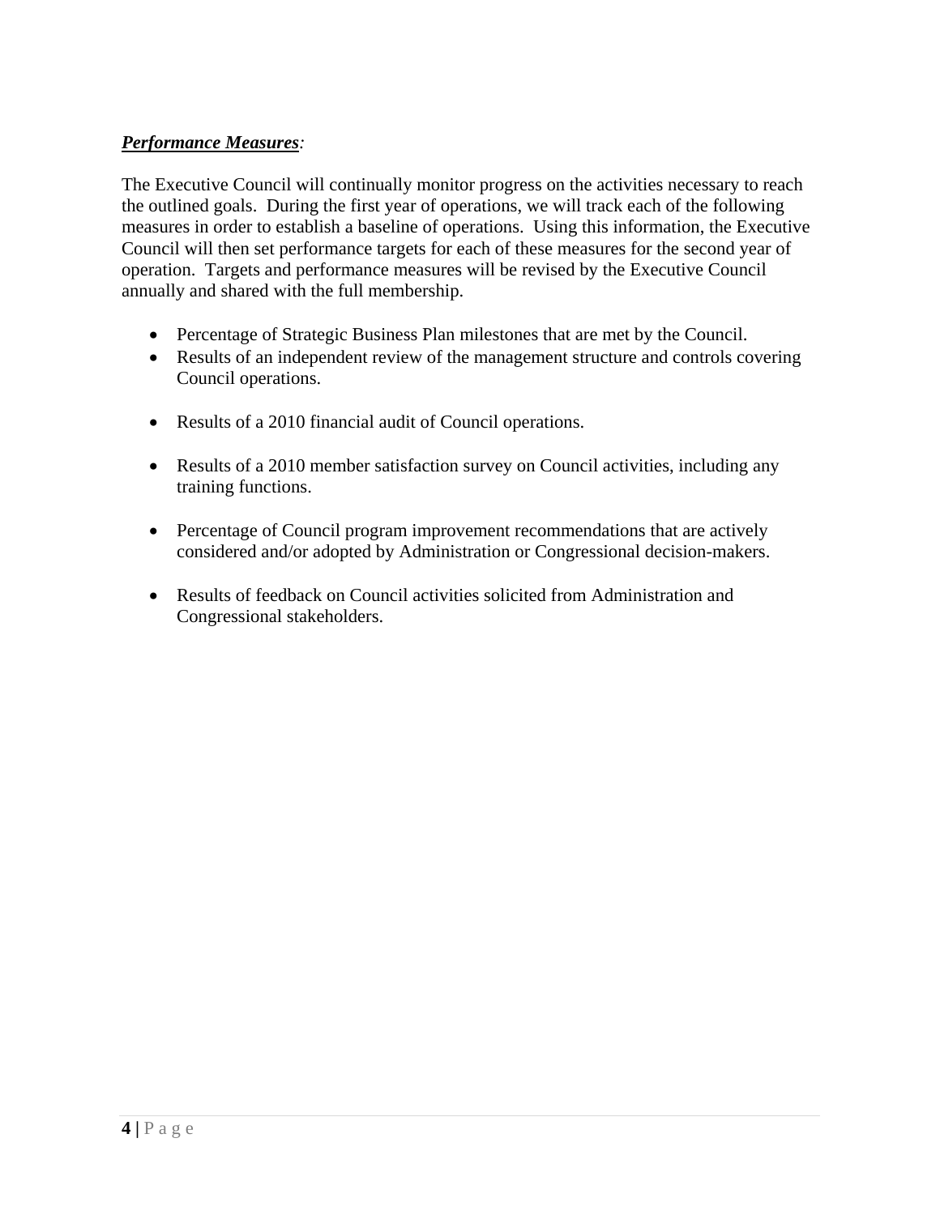***Performance Measures***:

The Executive Council will continually monitor progress on the activities necessary to reach the outlined goals. During the first year of operations, we will track each of the following measures in order to establish a baseline of operations. Using this information, the Executive Council will then set performance targets for each of these measures for the second year of operation. Targets and performance measures will be revised by the Executive Council annually and shared with the full membership.

- Percentage of Strategic Business Plan milestones that are met by the Council.
- Results of an independent review of the management structure and controls covering Council operations.
- Results of a 2010 financial audit of Council operations.
- Results of a 2010 member satisfaction survey on Council activities, including any training functions.
- Percentage of Council program improvement recommendations that are actively considered and/or adopted by Administration or Congressional decision-makers.
- Results of feedback on Council activities solicited from Administration and Congressional stakeholders.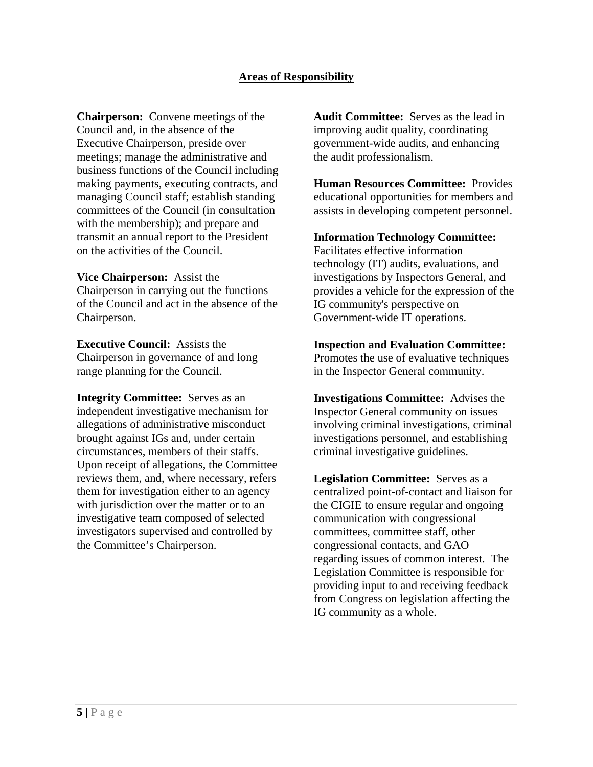## Areas of Responsibility

**Chairperson:** Convene meetings of the Council and, in the absence of the Executive Chairperson, preside over meetings; manage the administrative and business functions of the Council including making payments, executing contracts, and managing Council staff; establish standing committees of the Council (in consultation with the membership); and prepare and transmit an annual report to the President on the activities of the Council.

**Vice Chairperson:** Assist the Chairperson in carrying out the functions of the Council and act in the absence of the Chairperson.

**Executive Council:** Assists the Chairperson in governance of and long range planning for the Council.

**Integrity Committee:** Serves as an independent investigative mechanism for allegations of administrative misconduct brought against IGs and, under certain circumstances, members of their staffs. Upon receipt of allegations, the Committee reviews them, and, where necessary, refers them for investigation either to an agency with jurisdiction over the matter or to an investigative team composed of selected investigators supervised and controlled by the Committee's Chairperson.

**Audit Committee:** Serves as the lead in improving audit quality, coordinating government-wide audits, and enhancing the audit professionalism.

**Human Resources Committee:** Provides educational opportunities for members and assists in developing competent personnel.

**Information Technology Committee:** Facilitates effective information technology (IT) audits, evaluations, and investigations by Inspectors General, and provides a vehicle for the expression of the IG community's perspective on Government-wide IT operations.

**Inspection and Evaluation Committee:** Promotes the use of evaluative techniques in the Inspector General community.

**Investigations Committee:** Advises the Inspector General community on issues involving criminal investigations, criminal investigations personnel, and establishing criminal investigative guidelines.

**Legislation Committee:** Serves as a centralized point-of-contact and liaison for the CIGIE to ensure regular and ongoing communication with congressional committees, committee staff, other congressional contacts, and GAO regarding issues of common interest. The Legislation Committee is responsible for providing input to and receiving feedback from Congress on legislation affecting the IG community as a whole.